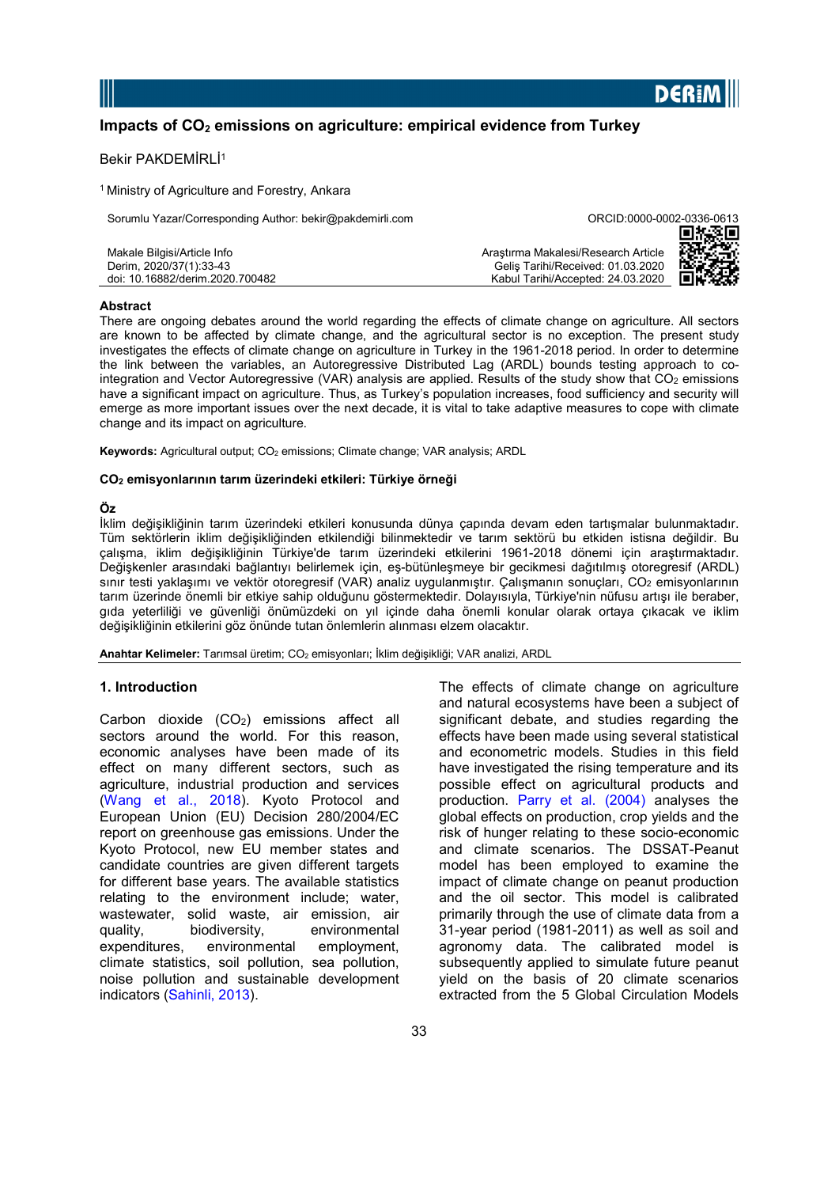# Impacts of $CO_2$ emissions on agriculture: empirical evidence from Turkey

Bekir PAKDEMİRLİ[1]

[1] Ministry of Agriculture and Forestry, Ankara

Sorumlu Yazar/Corresponding Author: bekir@pakdemirli.com

ORCID:0000-0002-0336-0613

Makale Bilgisi/Article Info
Derim, 2020/37(1):33-43
doi: 10.16882/derim.2020.700482

Araştırma Makalesi/Research Article
Geliş Tarihi/Received: 01.03.2020
Kabul Tarihi/Accepted: 24.03.2020

### Abstract

There are ongoing debates around the world regarding the effects of climate change on agriculture. All sectors are known to be affected by climate change, and the agricultural sector is no exception. The present study investigates the effects of climate change on agriculture in Turkey in the 1961-2018 period. In order to determine the link between the variables, an Autoregressive Distributed Lag (ARDL) bounds testing approach to co-integration and Vector Autoregressive (VAR) analysis are applied. Results of the study show that $CO_2$ emissions have a significant impact on agriculture. Thus, as Turkey's population increases, food sufficiency and security will emerge as more important issues over the next decade, it is vital to take adaptive measures to cope with climate change and its impact on agriculture.

**Keywords:** Agricultural output; $CO_2$ emissions; Climate change; VAR analysis; ARDL

**$CO_2$ emisyonlarının tarım üzerindeki etkileri: Türkiye örneği**

### Öz

İklim değişikliğinin tarım üzerindeki etkileri konusunda dünya çapında devam eden tartışmalar bulunmaktadır. Tüm sektörlerin iklim değişikliğinden etkilendiği bilinmektedir ve tarım sektörü bu etkiden istisna değildir. Bu çalışma, iklim değişikliğinin Türkiye'de tarım üzerindeki etkilerini 1961-2018 dönemi için araştırmaktadır. Değişkenler arasındaki bağlantıyı belirlemek için, eş-bütünleşmeye bir gecikmesi dağıtılmış otoregresif (ARDL) sınır testi yaklaşımı ve vektör otoregresif (VAR) analiz uygulanmıştır. Çalışmanın sonuçları, $CO_2$ emisyonlarının tarım üzerinde önemli bir etkiye sahip olduğunu göstermektedir. Dolayısıyla, Türkiye'nin nüfusu artışı ile beraber, gıda yeterliliği ve güvenliği önümüzdeki on yıl içinde daha önemli konular olarak ortaya çıkacak ve iklim değişikliğinin etkilerini göz önünde tutan önlemlerin alınması elzem olacaktır.

**Anahtar Kelimeler:** Tarımsal üretim; $CO_2$ emisyonları; İklim değişikliği; VAR analizi, ARDL

## 1. Introduction

Carbon dioxide ($CO_2$) emissions affect all sectors around the world. For this reason, economic analyses have been made of its effect on many different sectors, such as agriculture, industrial production and services (Wang et al., 2018). Kyoto Protocol and European Union (EU) Decision 280/2004/EC report on greenhouse gas emissions. Under the Kyoto Protocol, new EU member states and candidate countries are given different targets for different base years. The available statistics relating to the environment include; water, wastewater, solid waste, air emission, air quality, biodiversity, environmental expenditures, environmental employment, climate statistics, soil pollution, sea pollution, noise pollution and sustainable development indicators (Sahinli, 2013).

The effects of climate change on agriculture and natural ecosystems have been a subject of significant debate, and studies regarding the effects have been made using several statistical and econometric models. Studies in this field have investigated the rising temperature and its possible effect on agricultural products and production. Parry et al. (2004) analyses the global effects on production, crop yields and the risk of hunger relating to these socio-economic and climate scenarios. The DSSAT-Peanut model has been employed to examine the impact of climate change on peanut production and the oil sector. This model is calibrated primarily through the use of climate data from a 31-year period (1981-2011) as well as soil and agronomy data. The calibrated model is subsequently applied to simulate future peanut yield on the basis of 20 climate scenarios extracted from the 5 Global Circulation Models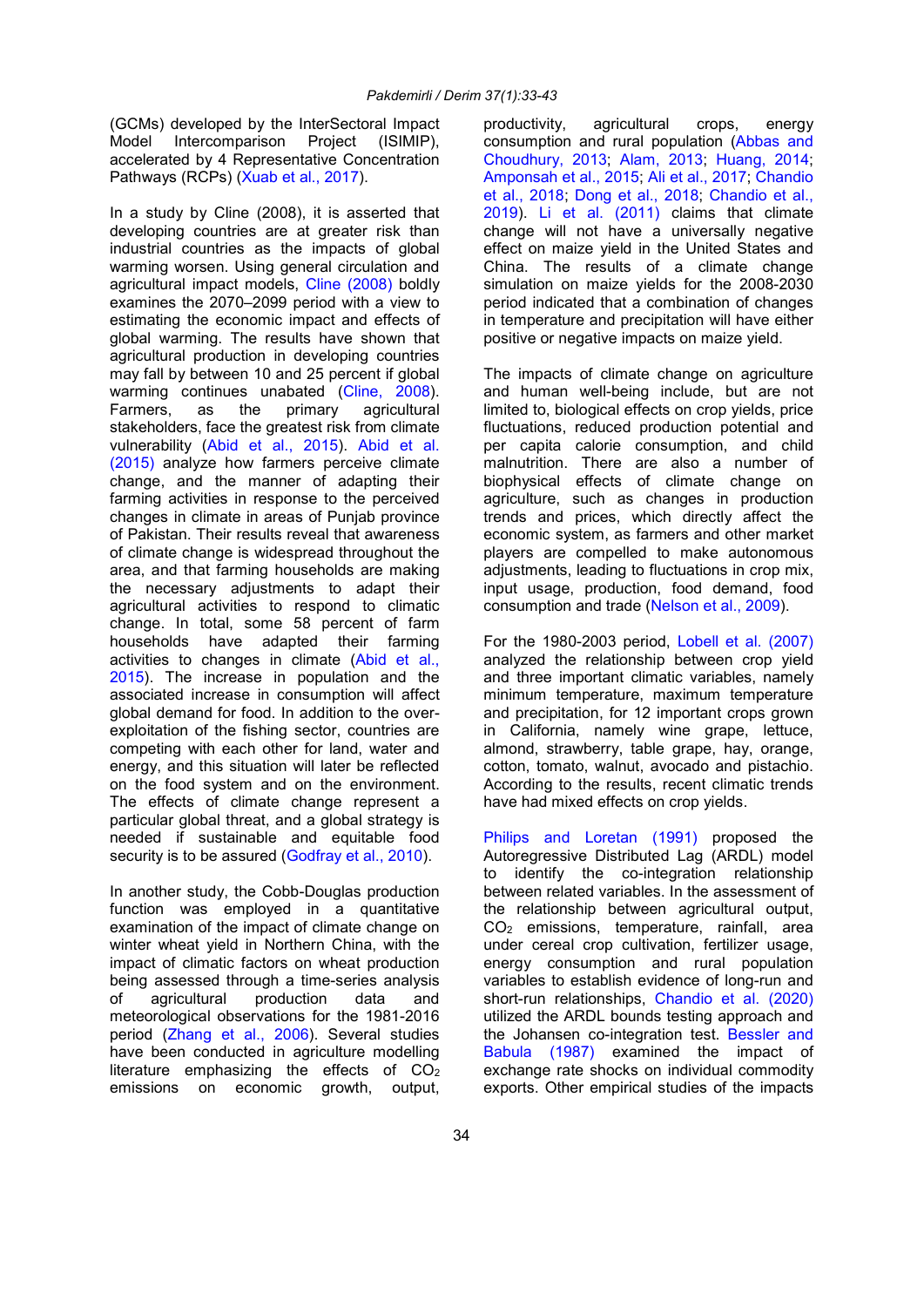(GCMs) developed by the InterSectoral Impact Model Intercomparison Project (ISIMIP), accelerated by 4 Representative Concentration Pathways (RCPs) (Xuab et al., 2017).

In a study by Cline (2008), it is asserted that developing countries are at greater risk than industrial countries as the impacts of global warming worsen. Using general circulation and agricultural impact models, Cline (2008) boldly examines the 2070–2099 period with a view to estimating the economic impact and effects of global warming. The results have shown that agricultural production in developing countries may fall by between 10 and 25 percent if global warming continues unabated (Cline, 2008). Farmers, as the primary agricultural stakeholders, face the greatest risk from climate vulnerability (Abid et al., 2015). Abid et al. (2015) analyze how farmers perceive climate change, and the manner of adapting their farming activities in response to the perceived changes in climate in areas of Punjab province of Pakistan. Their results reveal that awareness of climate change is widespread throughout the area, and that farming households are making the necessary adjustments to adapt their agricultural activities to respond to climatic change. In total, some 58 percent of farm households have adapted their farming activities to changes in climate (Abid et al., 2015). The increase in population and the associated increase in consumption will affect global demand for food. In addition to the over-exploitation of the fishing sector, countries are competing with each other for land, water and energy, and this situation will later be reflected on the food system and on the environment. The effects of climate change represent a particular global threat, and a global strategy is needed if sustainable and equitable food security is to be assured (Godfray et al., 2010).

In another study, the Cobb-Douglas production function was employed in a quantitative examination of the impact of climate change on winter wheat yield in Northern China, with the impact of climatic factors on wheat production being assessed through a time-series analysis of agricultural production data and meteorological observations for the 1981-2016 period (Zhang et al., 2006). Several studies have been conducted in agriculture modelling literature emphasizing the effects of $CO_2$ emissions on economic growth, output, productivity, agricultural crops, energy consumption and rural population (Abbas and Choudhury, 2013; Alam, 2013; Huang, 2014; Amponsah et al., 2015; Ali et al., 2017; Chandio et al., 2018; Dong et al., 2018; Chandio et al., 2019). Li et al. (2011) claims that climate change will not have a universally negative effect on maize yield in the United States and China. The results of a climate change simulation on maize yields for the 2008-2030 period indicated that a combination of changes in temperature and precipitation will have either positive or negative impacts on maize yield.

The impacts of climate change on agriculture and human well-being include, but are not limited to, biological effects on crop yields, price fluctuations, reduced production potential and per capita calorie consumption, and child malnutrition. There are also a number of biophysical effects of climate change on agriculture, such as changes in production trends and prices, which directly affect the economic system, as farmers and other market players are compelled to make autonomous adjustments, leading to fluctuations in crop mix, input usage, production, food demand, food consumption and trade (Nelson et al., 2009).

For the 1980-2003 period, Lobell et al. (2007) analyzed the relationship between crop yield and three important climatic variables, namely minimum temperature, maximum temperature and precipitation, for 12 important crops grown in California, namely wine grape, lettuce, almond, strawberry, table grape, hay, orange, cotton, tomato, walnut, avocado and pistachio. According to the results, recent climatic trends have had mixed effects on crop yields.

Philips and Loretan (1991) proposed the Autoregressive Distributed Lag (ARDL) model to identify the co-integration relationship between related variables. In the assessment of the relationship between agricultural output, $CO_2$ emissions, temperature, rainfall, area under cereal crop cultivation, fertilizer usage, energy consumption and rural population variables to establish evidence of long-run and short-run relationships, Chandio et al. (2020) utilized the ARDL bounds testing approach and the Johansen co-integration test. Bessler and Babula (1987) examined the impact of exchange rate shocks on individual commodity exports. Other empirical studies of the impacts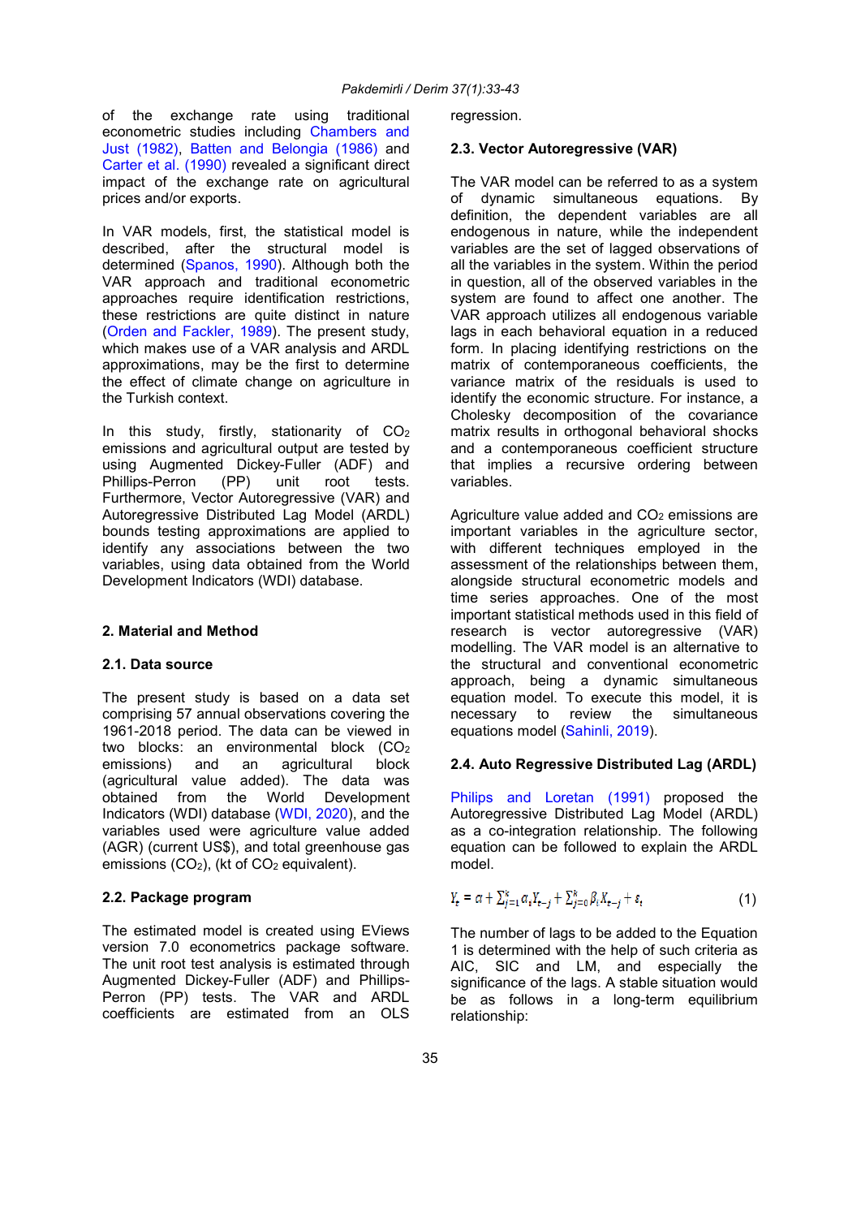of the exchange rate using traditional econometric studies including Chambers and Just (1982), Batten and Belongia (1986) and Carter et al. (1990) revealed a significant direct impact of the exchange rate on agricultural prices and/or exports.

In VAR models, first, the statistical model is described, after the structural model is determined (Spanos, 1990). Although both the VAR approach and traditional econometric approaches require identification restrictions, these restrictions are quite distinct in nature (Orden and Fackler, 1989). The present study, which makes use of a VAR analysis and ARDL approximations, may be the first to determine the effect of climate change on agriculture in the Turkish context.

In this study, firstly, stationarity of $CO_2$ emissions and agricultural output are tested by using Augmented Dickey-Fuller (ADF) and Phillips-Perron (PP) unit root tests. Furthermore, Vector Autoregressive (VAR) and Autoregressive Distributed Lag Model (ARDL) bounds testing approximations are applied to identify any associations between the two variables, using data obtained from the World Development Indicators (WDI) database.

## 2. Material and Method

### 2.1. Data source

The present study is based on a data set comprising 57 annual observations covering the 1961-2018 period. The data can be viewed in two blocks: an environmental block ($CO_2$ emissions) and an agricultural block (agricultural value added). The data was obtained from the World Development Indicators (WDI) database (WDI, 2020), and the variables used were agriculture value added (AGR) (current US$), and total greenhouse gas emissions ($CO_2$), (kt of $CO_2$ equivalent).

### 2.2. Package program

The estimated model is created using EViews version 7.0 econometrics package software. The unit root test analysis is estimated through Augmented Dickey-Fuller (ADF) and Phillips-Perron (PP) tests. The VAR and ARDL coefficients are estimated from an OLS regression.

### 2.3. Vector Autoregressive (VAR)

The VAR model can be referred to as a system of dynamic simultaneous equations. By definition, the dependent variables are all endogenous in nature, while the independent variables are the set of lagged observations of all the variables in the system. Within the period in question, all of the observed variables in the system are found to affect one another. The VAR approach utilizes all endogenous variable lags in each behavioral equation in a reduced form. In placing identifying restrictions on the matrix of contemporaneous coefficients, the variance matrix of the residuals is used to identify the economic structure. For instance, a Cholesky decomposition of the covariance matrix results in orthogonal behavioral shocks and a contemporaneous coefficient structure that implies a recursive ordering between variables.

Agriculture value added and $CO_2$ emissions are important variables in the agriculture sector, with different techniques employed in the assessment of the relationships between them, alongside structural econometric models and time series approaches. One of the most important statistical methods used in this field of research is vector autoregressive (VAR) modelling. The VAR model is an alternative to the structural and conventional econometric approach, being a dynamic simultaneous equation model. To execute this model, it is necessary to review the simultaneous equations model (Sahinli, 2019).

### 2.4. Auto Regressive Distributed Lag (ARDL)

Philips and Loretan (1991) proposed the Autoregressive Distributed Lag Model (ARDL) as a co-integration relationship. The following equation can be followed to explain the ARDL model.

$$Y_t = \alpha + \sum_{j=1}^{k} \alpha_i Y_{t-j} + \sum_{j=0}^{k} \beta_i X_{t-j} + \varepsilon_t \tag{1}$$

The number of lags to be added to the Equation 1 is determined with the help of such criteria as AIC, SIC and LM, and especially the significance of the lags. A stable situation would be as follows in a long-term equilibrium relationship: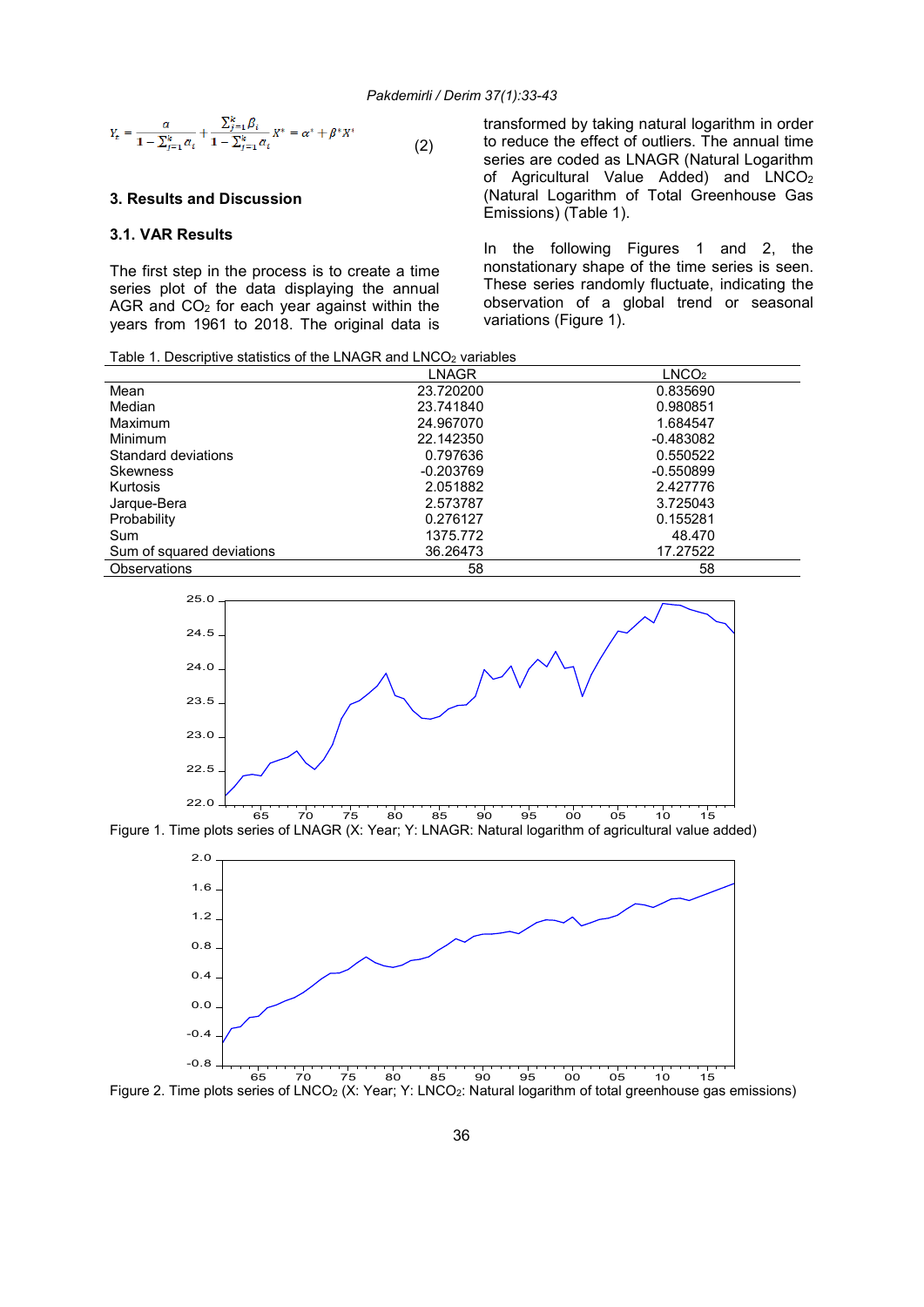$$Y_t = \frac{a}{1-\sum_{j=1}^{k} a_i} + \frac{\sum_{j=1}^{k} \beta_i}{1-\sum_{j=1}^{k} a_i} X^* = \alpha^* + \beta^* X^* \quad (2)$$

## 3. Results and Discussion

### 3.1. VAR Results

The first step in the process is to create a time series plot of the data displaying the annual AGR and $CO_2$ for each year against within the years from 1961 to 2018. The original data is transformed by taking natural logarithm in order to reduce the effect of outliers. The annual time series are coded as LNAGR (Natural Logarithm of Agricultural Value Added) and $LNCO_2$ (Natural Logarithm of Total Greenhouse Gas Emissions) (Table 1).

In the following Figures 1 and 2, the nonstationary shape of the time series is seen. These series randomly fluctuate, indicating the observation of a global trend or seasonal variations (Figure 1).

Table 1. Descriptive statistics of the LNAGR and $LNCO_2$ variables

| | LNAGR | $LNCO_2$ |
|---|---|---|
| Mean | 23.720200 | 0.835690 |
| Median | 23.741840 | 0.980851 |
| Maximum | 24.967070 | 1.684547 |
| Minimum | 22.142350 | -0.483082 |
| Standard deviations | 0.797636 | 0.550522 |
| Skewness | -0.203769 | -0.550899 |
| Kurtosis | 2.051882 | 2.427776 |
| Jarque-Bera | 2.573787 | 3.725043 |
| Probability | 0.276127 | 0.155281 |
| Sum | 1375.772 | 48.470 |
| Sum of squared deviations | 36.26473 | 17.27522 |
| Observations | 58 | 58 |

Figure 1. Time plots series of LNAGR (X: Year; Y: LNAGR: Natural logarithm of agricultural value added)

Figure 2. Time plots series of $LNCO_2$ (X: Year; Y: $LNCO_2$: Natural logarithm of total greenhouse gas emissions)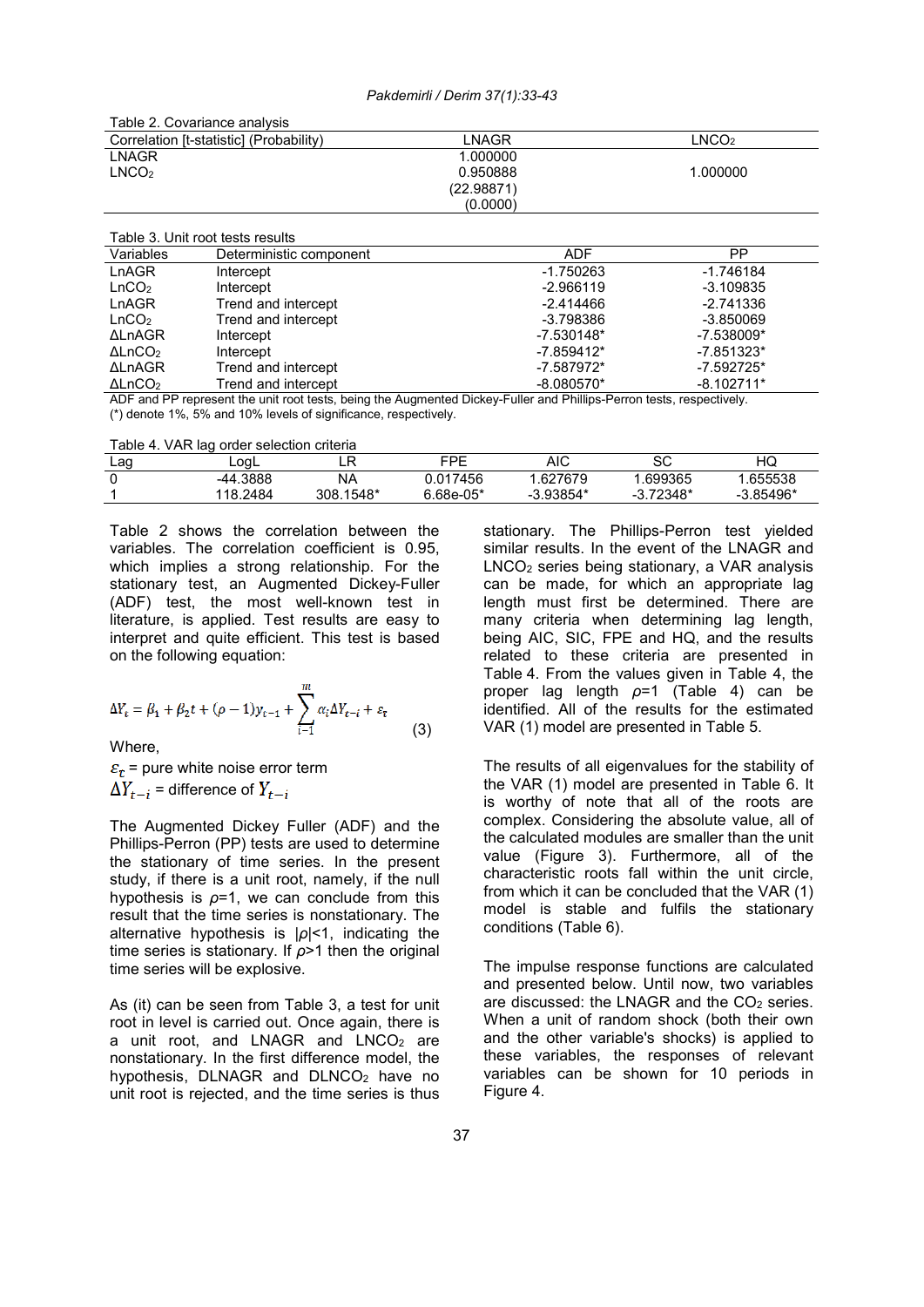Table 2. Covariance analysis

| Correlation [t-statistic] (Probability) | LNAGR | $LNCO_2$ |
|---|---|---|
| LNAGR | 1.000000 | |
| $LNCO_2$ | 0.950888<br>(22.98871)<br>(0.0000) | 1.000000 |

Table 3. Unit root tests results

| Variables | Deterministic component | ADF | PP |
|---|---|---|---|
| LnAGR | Intercept | -1.750263 | -1.746184 |
| $LnCO_2$ | Intercept | -2.966119 | -3.109835 |
| LnAGR | Trend and intercept | -2.414466 | -2.741336 |
| $LnCO_2$ | Trend and intercept | -3.798386 | -3.850069 |
| ΔLnAGR | Intercept | -7.530148* | -7.538009* |
| $\Delta LnCO_2$ | Intercept | -7.859412* | -7.851323* |
| ΔLnAGR | Trend and intercept | -7.587972* | -7.592725* |
| $\Delta LnCO_2$ | Trend and intercept | -8.080570* | -8.102711* |

ADF and PP represent the unit root tests, being the Augmented Dickey-Fuller and Phillips-Perron tests, respectively.
(*) denote 1%, 5% and 10% levels of significance, respectively.

Table 4. VAR lag order selection criteria

| Lag | LogL | LR | FPE | AIC | SC | HQ |
|---|---|---|---|---|---|---|
| 0 | -44.3888 | NA | 0.017456 | 1.627679 | 1.699365 | 1.655538 |
| 1 | 118.2484 | 308.1548* | 6.68e-05* | -3.93854* | -3.72348* | -3.85496* |

Table 2 shows the correlation between the variables. The correlation coefficient is 0.95, which implies a strong relationship. For the stationary test, an Augmented Dickey-Fuller (ADF) test, the most well-known test in literature, is applied. Test results are easy to interpret and quite efficient. This test is based on the following equation:

$$\Delta Y_t = \beta_1 + \beta_2 t + (\rho - 1) y_{t-1} + \sum_{i=1}^{m} \alpha_i \Delta Y_{t-i} + \varepsilon_t \qquad (3)$$

Where,

$\varepsilon_t$ = pure white noise error term

$\Delta Y_{t-i}$ = difference of $Y_{t-i}$

The Augmented Dickey Fuller (ADF) and the Phillips-Perron (PP) tests are used to determine the stationary of time series. In the present study, if there is a unit root, namely, if the null hypothesis is $\rho$=1, we can conclude from this result that the time series is nonstationary. The alternative hypothesis is $|\rho|$<1, indicating the time series is stationary. If $\rho$>1 then the original time series will be explosive.

As (it) can be seen from Table 3, a test for unit root in level is carried out. Once again, there is a unit root, and LNAGR and $LNCO_2$ are nonstationary. In the first difference model, the hypothesis, DLNAGR and $DLNCO_2$ have no unit root is rejected, and the time series is thus stationary. The Phillips-Perron test yielded similar results. In the event of the LNAGR and $LNCO_2$ series being stationary, a VAR analysis can be made, for which an appropriate lag length must first be determined. There are many criteria when determining lag length, being AIC, SIC, FPE and HQ, and the results related to these criteria are presented in Table 4. From the values given in Table 4, the proper lag length $\rho$=1 (Table 4) can be identified. All of the results for the estimated VAR (1) model are presented in Table 5.

The results of all eigenvalues for the stability of the VAR (1) model are presented in Table 6. It is worthy of note that all of the roots are complex. Considering the absolute value, all of the calculated modules are smaller than the unit value (Figure 3). Furthermore, all of the characteristic roots fall within the unit circle, from which it can be concluded that the VAR (1) model is stable and fulfils the stationary conditions (Table 6).

The impulse response functions are calculated and presented below. Until now, two variables are discussed: the LNAGR and the $CO_2$ series. When a unit of random shock (both their own and the other variable's shocks) is applied to these variables, the responses of relevant variables can be shown for 10 periods in Figure 4.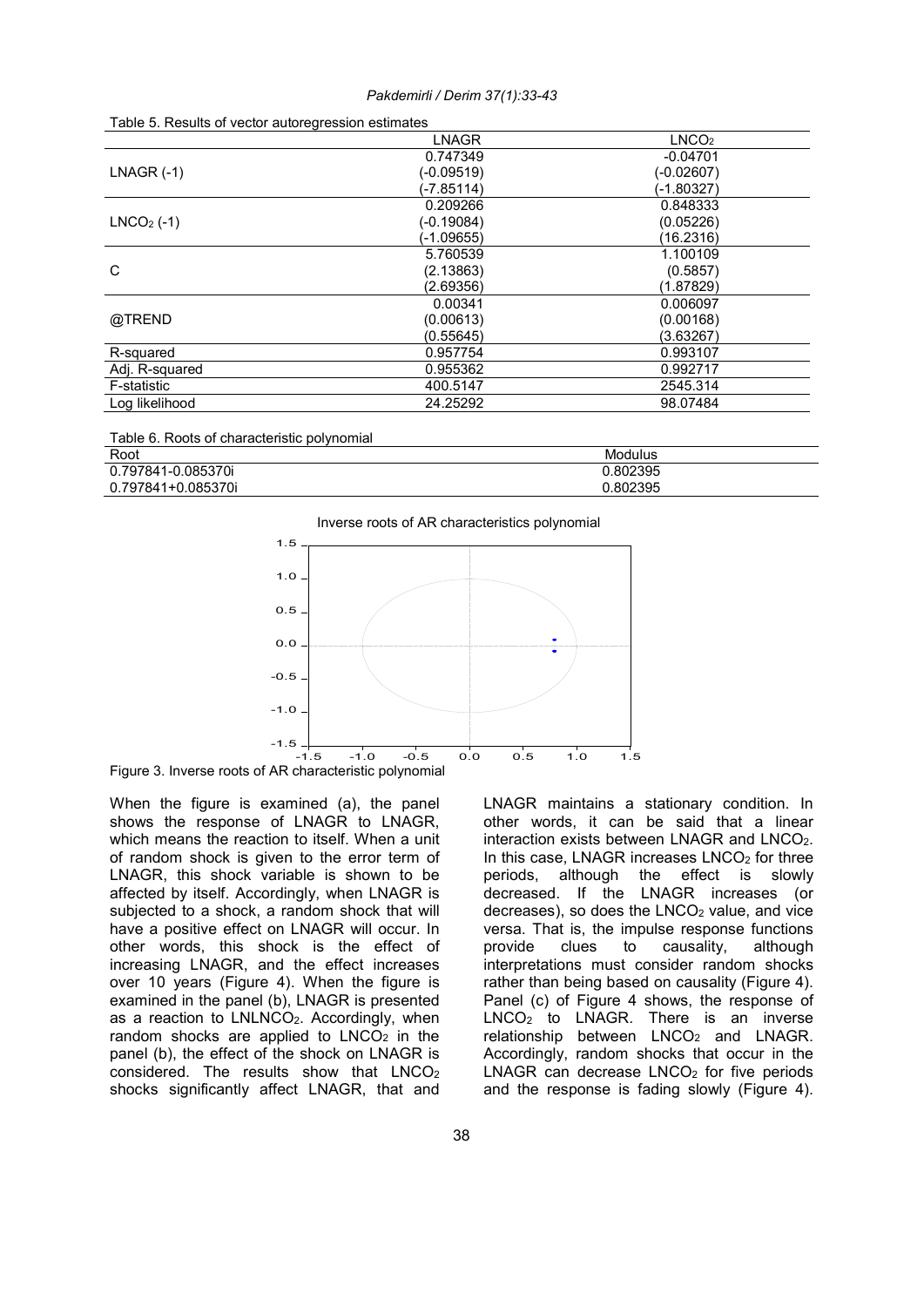Table 5. Results of vector autoregression estimates

| | LNAGR | $LNCO_2$ |
|---|---|---|
| LNAGR (-1) | 0.747349<br>(-0.09519)<br>(-7.85114) | -0.04701<br>(-0.02607)<br>(-1.80327) |
| $LNCO_2$ (-1) | 0.209266<br>(-0.19084)<br>(-1.09655) | 0.848333<br>(0.05226)<br>(16.2316) |
| C | 5.760539<br>(2.13863)<br>(2.69356) | 1.100109<br>(0.5857)<br>(1.87829) |
| @TREND | 0.00341<br>(0.00613)<br>(0.55645) | 0.006097<br>(0.00168)<br>(3.63267) |
| R-squared | 0.957754 | 0.993107 |
| Adj. R-squared | 0.955362 | 0.992717 |
| F-statistic | 400.5147 | 2545.314 |
| Log likelihood | 24.25292 | 98.07484 |

Table 6. Roots of characteristic polynomial

| Root | Modulus |
|---|---|
| 0.797841-0.085370i | 0.802395 |
| 0.797841+0.085370i | 0.802395 |

Figure 3. Inverse roots of AR characteristic polynomial

When the figure is examined (a), the panel shows the response of LNAGR to LNAGR, which means the reaction to itself. When a unit of random shock is given to the error term of LNAGR, this shock variable is shown to be affected by itself. Accordingly, when LNAGR is subjected to a shock, a random shock that will have a positive effect on LNAGR will occur. In other words, this shock is the effect of increasing LNAGR, and the effect increases over 10 years (Figure 4). When the figure is examined in the panel (b), LNAGR is presented as a reaction to $LNLNCO_2$. Accordingly, when random shocks are applied to $LNCO_2$ in the panel (b), the effect of the shock on LNAGR is considered. The results show that $LNCO_2$ shocks significantly affect LNAGR, that and LNAGR maintains a stationary condition. In other words, it can be said that a linear interaction exists between LNAGR and $LNCO_2$. In this case, LNAGR increases $LNCO_2$ for three periods, although the effect is slowly decreased. If the LNAGR increases (or decreases), so does the $LNCO_2$ value, and vice versa. That is, the impulse response functions provide clues to causality, although interpretations must consider random shocks rather than being based on causality (Figure 4). Panel (c) of Figure 4 shows, the response of $LNCO_2$ to LNAGR. There is an inverse relationship between $LNCO_2$ and LNAGR. Accordingly, random shocks that occur in the LNAGR can decrease $LNCO_2$ for five periods and the response is fading slowly (Figure 4).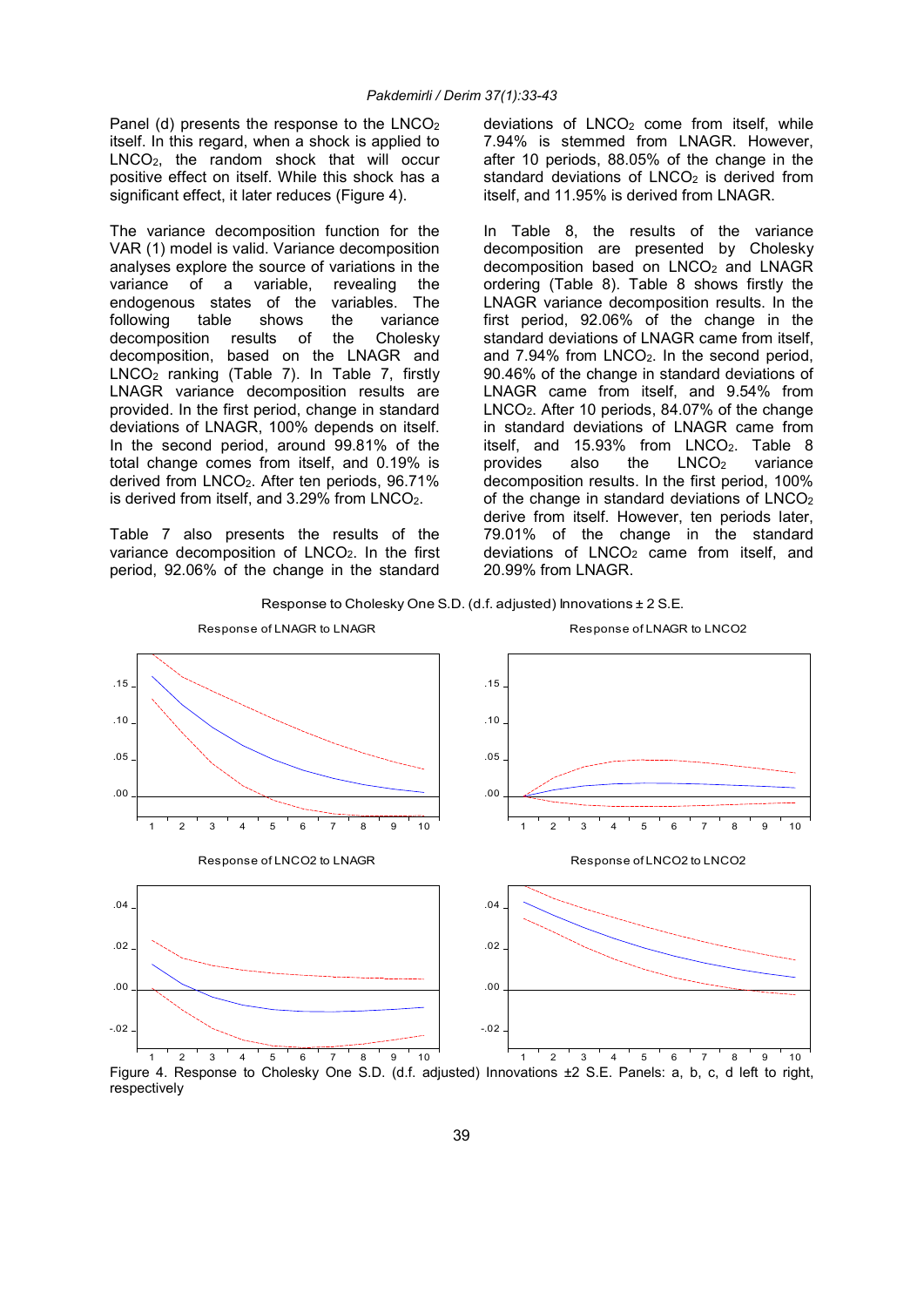Panel (d) presents the response to the $LNCO_2$ itself. In this regard, when a shock is applied to $LNCO_2$, the random shock that will occur positive effect on itself. While this shock has a significant effect, it later reduces (Figure 4).

The variance decomposition function for the VAR (1) model is valid. Variance decomposition analyses explore the source of variations in the variance of a variable, revealing the endogenous states of the variables. The following table shows the variance decomposition results of the Cholesky decomposition, based on the LNAGR and $LNCO_2$ ranking (Table 7). In Table 7, firstly LNAGR variance decomposition results are provided. In the first period, change in standard deviations of LNAGR, 100% depends on itself. In the second period, around 99.81% of the total change comes from itself, and 0.19% is derived from $LNCO_2$. After ten periods, 96.71% is derived from itself, and 3.29% from $LNCO_2$.

Table 7 also presents the results of the variance decomposition of $LNCO_2$. In the first period, 92.06% of the change in the standard deviations of $LNCO_2$ come from itself, while 7.94% is stemmed from LNAGR. However, after 10 periods, 88.05% of the change in the standard deviations of $LNCO_2$ is derived from itself, and 11.95% is derived from LNAGR.

In Table 8, the results of the variance decomposition are presented by Cholesky decomposition based on $LNCO_2$ and LNAGR ordering (Table 8). Table 8 shows firstly the LNAGR variance decomposition results. In the first period, 92.06% of the change in the standard deviations of LNAGR came from itself, and 7.94% from $LNCO_2$. In the second period, 90.46% of the change in standard deviations of LNAGR came from itself, and 9.54% from $LNCO_2$. After 10 periods, 84.07% of the change in standard deviations of LNAGR came from itself, 15.93% from $LNCO_2$. Table 8 provides also the $LNCO_2$ variance decomposition results. In the first period, 100% of the change in standard deviations of $LNCO_2$ derive from itself. However, ten periods later, 79.01% of the change in the standard deviations of $LNCO_2$ came from itself, and 20.99% from LNAGR.

Figure 4. Response to Cholesky One S.D. (d.f. adjusted) Innovations ±2 S.E. Panels: a, b, c, d left to right, respectively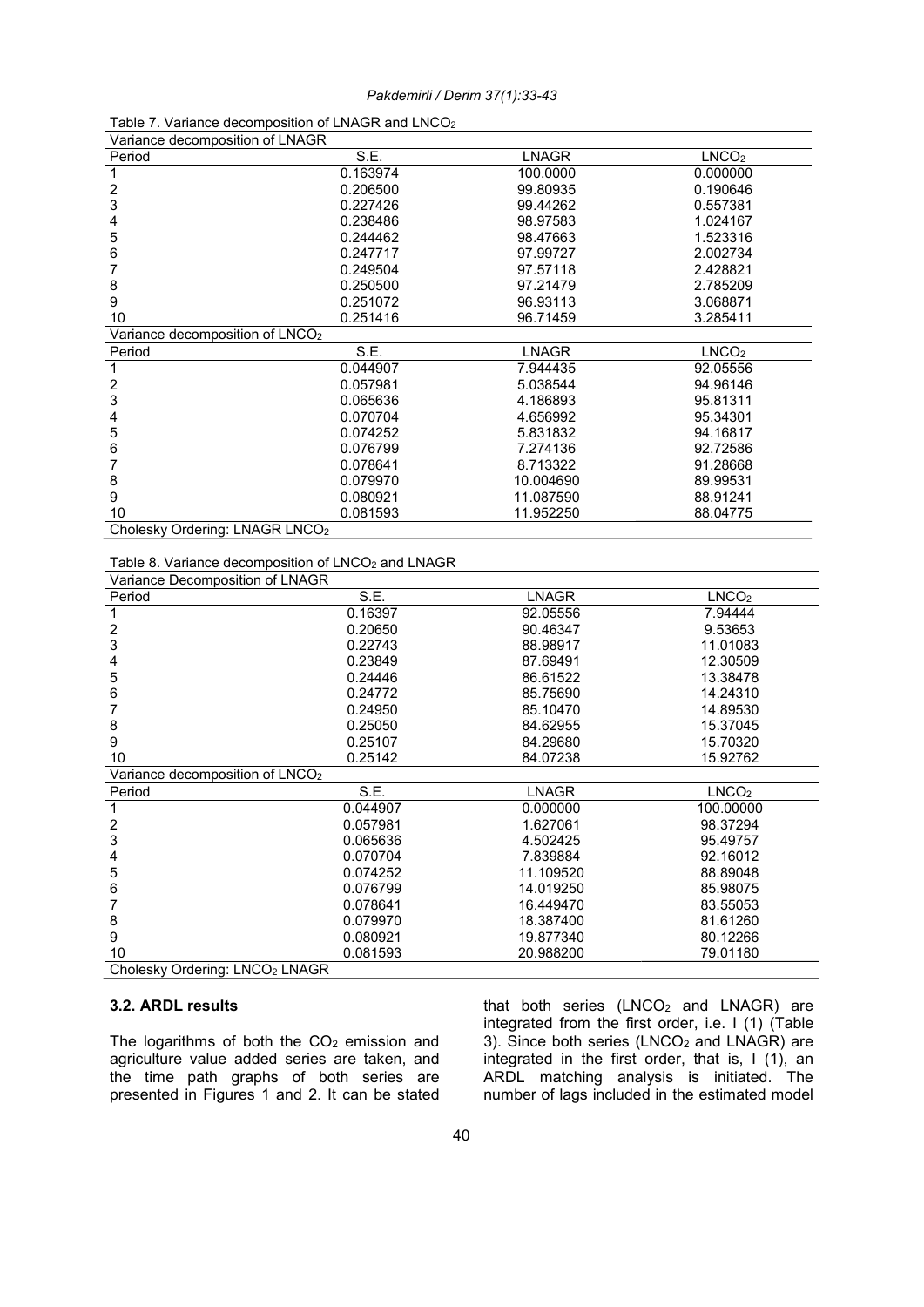Table 7. Variance decomposition of LNAGR and $LNCO_2$

| Variance decomposition of LNAGR | | | |
|---|---|---|---|
| Period | S.E. | LNAGR | $LNCO_2$ |
| 1 | 0.163974 | 100.0000 | 0.000000 |
| 2 | 0.206500 | 99.80935 | 0.190646 |
| 3 | 0.227426 | 99.44262 | 0.557381 |
| 4 | 0.238486 | 98.97583 | 1.024167 |
| 5 | 0.244462 | 98.47663 | 1.523316 |
| 6 | 0.247717 | 97.99727 | 2.002734 |
| 7 | 0.249504 | 97.57118 | 2.428821 |
| 8 | 0.250500 | 97.21479 | 2.785209 |
| 9 | 0.251072 | 96.93113 | 3.068871 |
| 10 | 0.251416 | 96.71459 | 3.285411 |
| Variance decomposition of $LNCO_2$ | | | |
| Period | S.E. | LNAGR | $LNCO_2$ |
| 1 | 0.044907 | 7.944435 | 92.05556 |
| 2 | 0.057981 | 5.038544 | 94.96146 |
| 3 | 0.065636 | 4.186893 | 95.81311 |
| 4 | 0.070704 | 4.656992 | 95.34301 |
| 5 | 0.074252 | 5.831832 | 94.16817 |
| 6 | 0.076799 | 7.274136 | 92.72586 |
| 7 | 0.078641 | 8.713322 | 91.28668 |
| 8 | 0.079970 | 10.004690 | 89.99531 |
| 9 | 0.080921 | 11.087590 | 88.91241 |
| 10 | 0.081593 | 11.952250 | 88.04775 |
| Cholesky Ordering: LNAGR $LNCO_2$ | | | |

Table 8. Variance decomposition of $LNCO_2$ and LNAGR

| Variance Decomposition of LNAGR | | | |
|---|---|---|---|
| Period | S.E. | LNAGR | $LNCO_2$ |
| 1 | 0.16397 | 92.05556 | 7.94444 |
| 2 | 0.20650 | 90.46347 | 9.53653 |
| 3 | 0.22743 | 88.98917 | 11.01083 |
| 4 | 0.23849 | 87.69491 | 12.30509 |
| 5 | 0.24446 | 86.61522 | 13.38478 |
| 6 | 0.24772 | 85.75690 | 14.24310 |
| 7 | 0.24950 | 85.10470 | 14.89530 |
| 8 | 0.25050 | 84.62955 | 15.37045 |
| 9 | 0.25107 | 84.29680 | 15.70320 |
| 10 | 0.25142 | 84.07238 | 15.92762 |
| Variance decomposition of $LNCO_2$ | | | |
| Period | S.E. | LNAGR | $LNCO_2$ |
| 1 | 0.044907 | 0.000000 | 100.00000 |
| 2 | 0.057981 | 1.627061 | 98.37294 |
| 3 | 0.065636 | 4.502425 | 95.49757 |
| 4 | 0.070704 | 7.839884 | 92.16012 |
| 5 | 0.074252 | 11.109520 | 88.89048 |
| 6 | 0.076799 | 14.019250 | 85.98075 |
| 7 | 0.078641 | 16.449470 | 83.55053 |
| 8 | 0.079970 | 18.387400 | 81.61260 |
| 9 | 0.080921 | 19.877340 | 80.12266 |
| 10 | 0.081593 | 20.988200 | 79.01180 |
| Cholesky Ordering: $LNCO_2$ LNAGR | | | |

### 3.2. ARDL results

The logarithms of both the $CO_2$ emission and agriculture value added series are taken, and the time path graphs of both series are presented in Figures 1 and 2. It can be stated that both series ($LNCO_2$ and LNAGR) are integrated from the first order, i.e. I (1) (Table 3). Since both series ($LNCO_2$ and LNAGR) are integrated in the first order, that is, I (1), an ARDL matching analysis is initiated. The number of lags included in the estimated model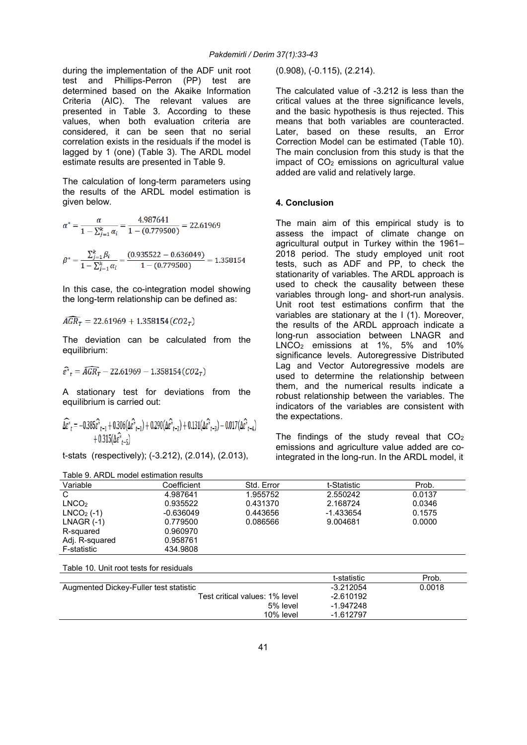during the implementation of the ADF unit root test and Phillips-Perron (PP) test are determined based on the Akaike Information Criteria (AIC). The relevant values are presented in Table 3. According to these values, when both evaluation criteria are considered, it can be seen that no serial correlation exists in the residuals if the model is lagged by 1 (one) (Table 3). The ARDL model estimate results are presented in Table 9.

The calculation of long-term parameters using the results of the ARDL model estimation is given below.

$$\alpha^* = \frac{\alpha}{1-\sum_{j=1}^{k}\alpha_i} = \frac{4.987641}{1-(0.779500)} = 22.61969$$

$$\beta^* = \frac{\sum_{j=1}^{k}\beta_i}{1-\sum_{j=1}^{k}\alpha_i} = \frac{(0.935522-0.636049)}{1-(0.779500)} = 1.358154$$

In this case, the co-integration model showing the long-term relationship can be defined as:

$$\widehat{AGR_T} = 22.61969 + 1.358154(CO2_T)$$

The deviation can be calculated from the equilibrium:

$$\hat{\varepsilon}^*_t = \widehat{AGR_T} - 22.61969 - 1.358154(CO2_T)$$

A stationary test for deviations from the equilibrium is carried out:

$$\widehat{\Delta\varepsilon}^*_t = -0.385\hat{\varepsilon}^*_{t-1} + 0.306(\Delta\hat{\varepsilon}^*_{t-1}) + 0.290(\Delta\hat{\varepsilon}^*_{t-2}) + 0.131(\Delta\hat{\varepsilon}^*_{t-3}) - 0.017(\Delta\hat{\varepsilon}^*_{t-4}) + 0.315(\Delta\hat{\varepsilon}^*_{t-5})$$

t-stats (respectively); (-3.212), (2.014), (2.013), (0.908), (-0.115), (2.214).

The calculated value of -3.212 is less than the critical values at the three significance levels, and the basic hypothesis is thus rejected. This means that both variables are counteracted. Later, based on these results, an Error Correction Model can be estimated (Table 10). The main conclusion from this study is that the impact of $CO_2$ emissions on agricultural value added are valid and relatively large.

## 4. Conclusion

The main aim of this empirical study is to assess the impact of climate change on agricultural output in Turkey within the 1961–2018 period. The study employed unit root tests, such as ADF and PP, to check the stationarity of variables. The ARDL approach is used to check the causality between these variables through long- and short-run analysis. Unit root test estimations confirm that the variables are stationary at the I (1). Moreover, the results of the ARDL approach indicate a long-run association between LNAGR and $LNCO_2$ emissions at 1%, 5% and 10% significance levels. Autoregressive Distributed Lag and Vector Autoregressive models are used to determine the relationship between them, and the numerical results indicate a robust relationship between the variables. The indicators of the variables are consistent with the expectations.

The findings of the study reveal that $CO_2$ emissions and agriculture value added are co-integrated in the long-run. In the ARDL model, it

Table 9. ARDL model estimation results

| Variable | Coefficient | Std. Error | t-Statistic | Prob. |
|---|---|---|---|---|
| C | 4.987641 | 1.955752 | 2.550242 | 0.0137 |
| $LNCO_2$ | 0.935522 | 0.431370 | 2.168724 | 0.0346 |
| $LNCO_2$ (-1) | -0.636049 | 0.443656 | -1.433654 | 0.1575 |
| LNAGR (-1) | 0.779500 | 0.086566 | 9.004681 | 0.0000 |
| R-squared | 0.960970 | | | |
| Adj. R-squared | 0.958761 | | | |
| F-statistic | 434.9808 | | | |

Table 10. Unit root tests for residuals

| | t-statistic | Prob. |
|---|---|---|
| Augmented Dickey-Fuller test statistic | -3.212054 | 0.0018 |
| Test critical values: 1% level | -2.610192 | |
| 5% level | -1.947248 | |
| 10% level | -1.612797 | |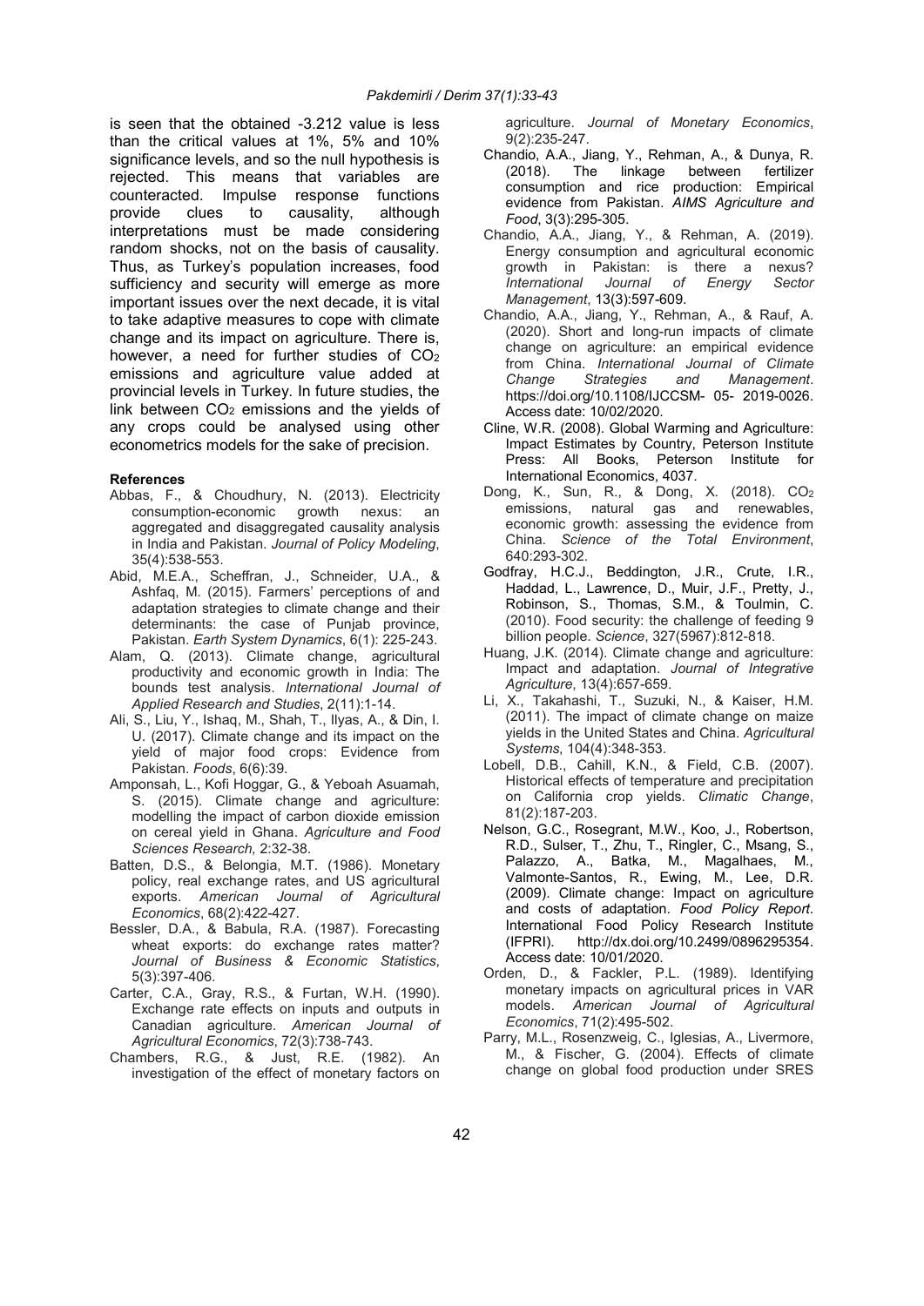is seen that the obtained -3.212 value is less than the critical values at 1%, 5% and 10% significance levels, and so the null hypothesis is rejected. This means that variables are counteracted. Impulse response functions provide clues to causality, although interpretations must be made considering random shocks, not on the basis of causality. Thus, as Turkey's population increases, food sufficiency and security will emerge as more important issues over the next decade, it is vital to take adaptive measures to cope with climate change and its impact on agriculture. There is, however, a need for further studies of $CO_2$ emissions and agriculture value added at provincial levels in Turkey. In future studies, the link between $CO_2$ emissions and the yields of any crops could be analysed using other econometrics models for the sake of precision.

**References**

Abbas, F., & Choudhury, N. (2013). Electricity consumption-economic growth nexus: an aggregated and disaggregated causality analysis in India and Pakistan. *Journal of Policy Modeling*, 35(4):538-553.

Abid, M.E.A., Scheffran, J., Schneider, U.A., & Ashfaq, M. (2015). Farmers' perceptions of and adaptation strategies to climate change and their determinants: the case of Punjab province, Pakistan. *Earth System Dynamics*, 6(1): 225-243.

Alam, Q. (2013). Climate change, agricultural productivity and economic growth in India: The bounds test analysis. *International Journal of Applied Research and Studies*, 2(11):1-14.

Ali, S., Liu, Y., Ishaq, M., Shah, T., Ilyas, A., & Din, I. U. (2017). Climate change and its impact on the yield of major food crops: Evidence from Pakistan. *Foods*, 6(6):39.

Amponsah, L., Kofi Hoggar, G., & Yeboah Asuamah, S. (2015). Climate change and agriculture: modelling the impact of carbon dioxide emission on cereal yield in Ghana. *Agriculture and Food Sciences Research,* 2:32-38.

Batten, D.S., & Belongia, M.T. (1986). Monetary policy, real exchange rates, and US agricultural exports. *American Journal of Agricultural Economics*, 68(2):422-427.

Bessler, D.A., & Babula, R.A. (1987). Forecasting wheat exports: do exchange rates matter? *Journal of Business & Economic Statistics*, 5(3):397-406.

Carter, C.A., Gray, R.S., & Furtan, W.H. (1990). Exchange rate effects on inputs and outputs in Canadian agriculture. *American Journal of Agricultural Economics*, 72(3):738-743.

Chambers, R.G., & Just, R.E. (1982). An investigation of the effect of monetary factors on agriculture. *Journal of Monetary Economics*, 9(2):235-247.

Chandio, A.A., Jiang, Y., Rehman, A., & Dunya, R. (2018). The linkage between fertilizer consumption and rice production: Empirical evidence from Pakistan. *AIMS Agriculture and Food*, 3(3):295-305.

Chandio, A.A., Jiang, Y., & Rehman, A. (2019). Energy consumption and agricultural economic growth in Pakistan: is there a nexus? *International Journal of Energy Sector Management*, 13(3):597-609.

Chandio, A.A., Jiang, Y., Rehman, A., & Rauf, A. (2020). Short and long-run impacts of climate change on agriculture: an empirical evidence from China. *International Journal of Climate Change Strategies and Management*. https://doi.org/10.1108/IJCCSM- 05- 2019-0026. Access date: 10/02/2020.

Cline, W.R. (2008). Global Warming and Agriculture: Impact Estimates by Country, Peterson Institute Press: All Books, Peterson Institute for International Economics, 4037.

Dong, K., Sun, R., & Dong, X. (2018). $CO_2$ emissions, natural gas and renewables, economic growth: assessing the evidence from China. *Science of the Total Environment*, 640:293-302.

Godfray, H.C.J., Beddington, J.R., Crute, I.R., Haddad, L., Lawrence, D., Muir, J.F., Pretty, J., Robinson, S., Thomas, S.M., & Toulmin, C. (2010). Food security: the challenge of feeding 9 billion people. *Science*, 327(5967):812-818.

Huang, J.K. (2014). Climate change and agriculture: Impact and adaptation. *Journal of Integrative Agriculture*, 13(4):657-659.

Li, X., Takahashi, T., Suzuki, N., & Kaiser, H.M. (2011). The impact of climate change on maize yields in the United States and China. *Agricultural Systems*, 104(4):348-353.

Lobell, D.B., Cahill, K.N., & Field, C.B. (2007). Historical effects of temperature and precipitation on California crop yields. *Climatic Change*, 81(2):187-203.

Nelson, G.C., Rosegrant, M.W., Koo, J., Robertson, R.D., Sulser, T., Zhu, T., Ringler, C., Msang, S., Palazzo, A., Batka, M., Magalhaes, M., Valmonte-Santos, R., Ewing, M., Lee, D.R. (2009). Climate change: Impact on agriculture and costs of adaptation. *Food Policy Report*. International Food Policy Research Institute (IFPRI). http://dx.doi.org/10.2499/0896295354. Access date: 10/01/2020.

Orden, D., & Fackler, P.L. (1989). Identifying monetary impacts on agricultural prices in VAR models. *American Journal of Agricultural Economics*, 71(2):495-502.

Parry, M.L., Rosenzweig, C., Iglesias, A., Livermore, M., & Fischer, G. (2004). Effects of climate change on global food production under SRES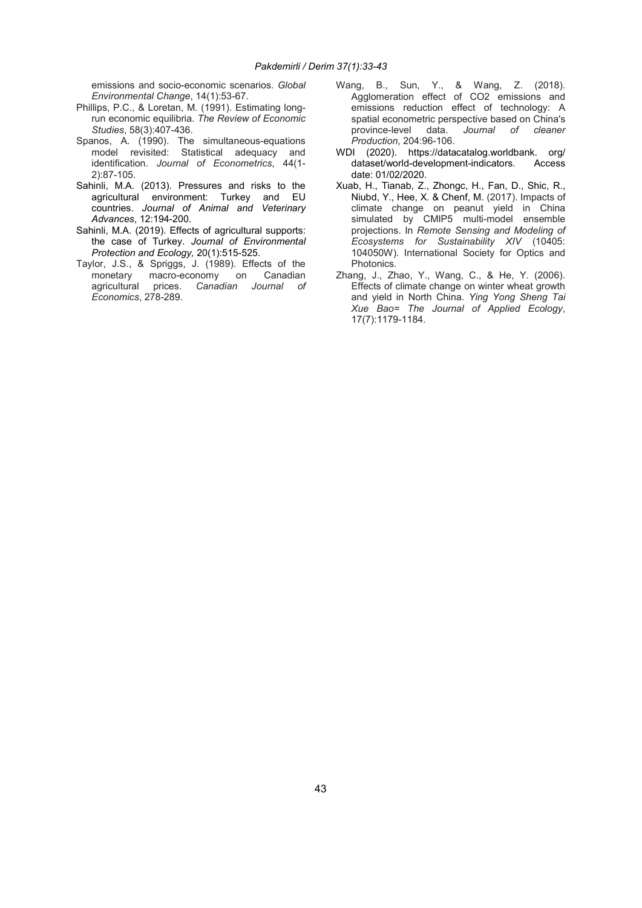emissions and socio-economic scenarios. *Global Environmental Change*, 14(1):53-67.

Phillips, P.C., & Loretan, M. (1991). Estimating long-run economic equilibria. *The Review of Economic Studies*, 58(3):407-436.

Spanos, A. (1990). The simultaneous-equations model revisited: Statistical adequacy and identification. *Journal of Econometrics*, 44(1-2):87-105.

Sahinli, M.A. (2013). Pressures and risks to the agricultural environment: Turkey and EU countries. *Journal of Animal and Veterinary Advances*, 12:194-200.

Sahinli, M.A. (2019). Effects of agricultural supports: the case of Turkey. *Journal of Environmental Protection and Ecology,* 20(1):515-525.

Taylor, J.S., & Spriggs, J. (1989). Effects of the monetary macro-economy on Canadian agricultural prices. *Canadian Journal of Economics*, 278-289.

Wang, B., Sun, Y., & Wang, Z. (2018). Agglomeration effect of CO2 emissions and emissions reduction effect of technology: A spatial econometric perspective based on China's province-level data. *Journal of cleaner Production*, 204:96-106.

WDI (2020). https://datacatalog.worldbank. org/dataset/world-development-indicators. Access date: 01/02/2020.

Xuab, H., Tianab, Z., Zhongc, H., Fan, D., Shic, R., Niubd, Y., Hee, X. & Chenf, M. (2017). Impacts of climate change on peanut yield in China simulated by CMIP5 multi-model ensemble projections. In *Remote Sensing and Modeling of Ecosystems for Sustainability XIV* (10405: 104050W). International Society for Optics and Photonics.

Zhang, J., Zhao, Y., Wang, C., & He, Y. (2006). Effects of climate change on winter wheat growth and yield in North China. *Ying Yong Sheng Tai Xue Bao= The Journal of Applied Ecology*, 17(7):1179-1184.